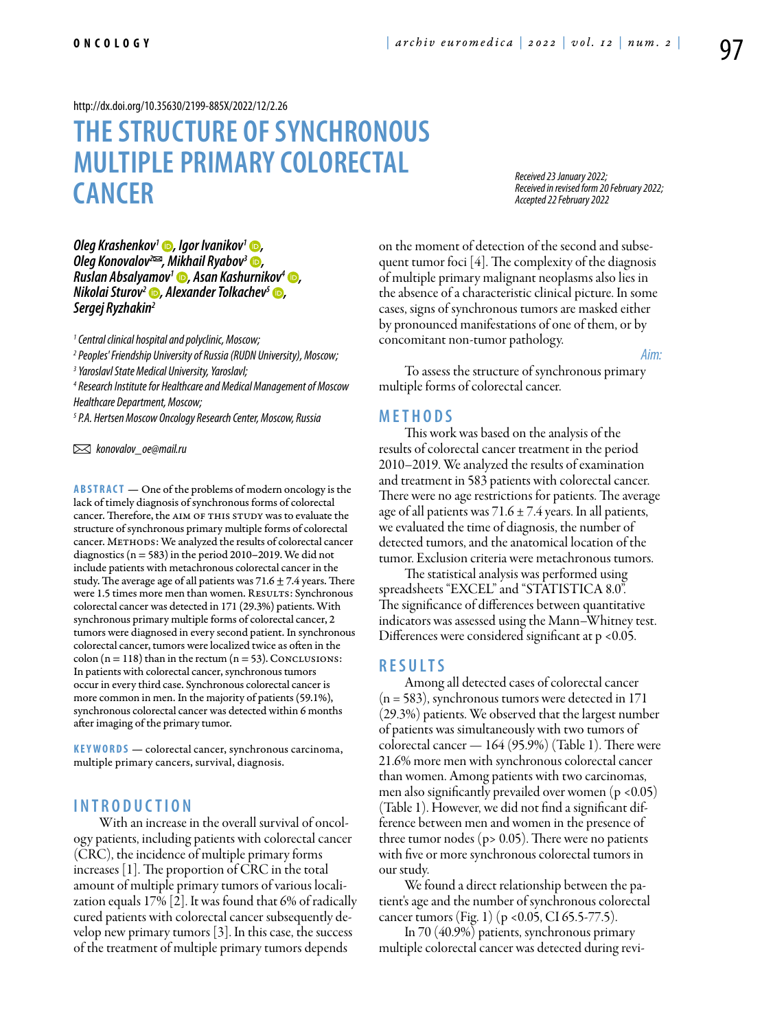http://dx.doi.org/10.35630/2199-885X/2022/12/2.26

# THE STRUCTURE OF SYNCHRONOUS MULTIPLE PRIMARY COLORECTAL CANCER

*Received 23 January 2022;*
*Received in revised form 20 February 2022;*
*Accepted 22 February 2022*

**Oleg Krashenkov[1], Igor Ivanikov[1], Oleg Konovalov[2]✉, Mikhail Ryabov[3], Ruslan Absalyamov[1], Asan Kashurnikov[4], Nikolai Sturov[2], Alexander Tolkachev[5], Sergej Ryzhakin[2]**

[1] Central clinical hospital and polyclinic, Moscow;
[2] Peoples' Friendship University of Russia (RUDN University), Moscow;
[3] Yaroslavl State Medical University, Yaroslavl;
[4] Research Institute for Healthcare and Medical Management of Moscow Healthcare Department, Moscow;
[5] P.A. Hertsen Moscow Oncology Research Center, Moscow, Russia

✉ konovalov_oe@mail.ru

**ABSTRACT** — One of the problems of modern oncology is the lack of timely diagnosis of synchronous forms of colorectal cancer. Therefore, the AIM OF THIS STUDY was to evaluate the structure of synchronous primary multiple forms of colorectal cancer. METHODS: We analyzed the results of colorectal cancer diagnostics (n = 583) in the period 2010–2019. We did not include patients with metachronous colorectal cancer in the study. The average age of all patients was 71.6 ± 7.4 years. There were 1.5 times more men than women. RESULTS: Synchronous colorectal cancer was detected in 171 (29.3%) patients. With synchronous primary multiple forms of colorectal cancer, 2 tumors were diagnosed in every second patient. In synchronous colorectal cancer, tumors were localized twice as often in the colon (n = 118) than in the rectum (n = 53). CONCLUSIONS: In patients with colorectal cancer, synchronous tumors occur in every third case. Synchronous colorectal cancer is more common in men. In the majority of patients (59.1%), synchronous colorectal cancer was detected within 6 months after imaging of the primary tumor.

**KEYWORDS** — colorectal cancer, synchronous carcinoma, multiple primary cancers, survival, diagnosis.

## INTRODUCTION

With an increase in the overall survival of oncology patients, including patients with colorectal cancer (CRC), the incidence of multiple primary forms increases [1]. The proportion of CRC in the total amount of multiple primary tumors of various localization equals 17% [2]. It was found that 6% of radically cured patients with colorectal cancer subsequently develop new primary tumors [3]. In this case, the success of the treatment of multiple primary tumors depends on the moment of detection of the second and subsequent tumor foci [4]. The complexity of the diagnosis of multiple primary malignant neoplasms also lies in the absence of a characteristic clinical picture. In some cases, signs of synchronous tumors are masked either by pronounced manifestations of one of them, or by concomitant non-tumor pathology.

*Aim:*

To assess the structure of synchronous primary multiple forms of colorectal cancer.

## METHODS

This work was based on the analysis of the results of colorectal cancer treatment in the period 2010–2019. We analyzed the results of examination and treatment in 583 patients with colorectal cancer. There were no age restrictions for patients. The average age of all patients was 71.6 ± 7.4 years. In all patients, we evaluated the time of diagnosis, the number of detected tumors, and the anatomical location of the tumor. Exclusion criteria were metachronous tumors.

The statistical analysis was performed using spreadsheets "EXCEL" and "STATISTICA 8.0". The significance of differences between quantitative indicators was assessed using the Mann–Whitney test. Differences were considered significant at $p < 0.05$.

## RESULTS

Among all detected cases of colorectal cancer (n = 583), synchronous tumors were detected in 171 (29.3%) patients. We observed that the largest number of patients was simultaneously with two tumors of colorectal cancer — 164 (95.9%) (Table 1). There were 21.6% more men with synchronous colorectal cancer than women. Among patients with two carcinomas, men also significantly prevailed over women ($p < 0.05$) (Table 1). However, we did not find a significant difference between men and women in the presence of three tumor nodes ($p > 0.05$). There were no patients with five or more synchronous colorectal tumors in our study.

We found a direct relationship between the patient's age and the number of synchronous colorectal cancer tumors (Fig. 1) ($p < 0.05$, CI 65.5-77.5).

In 70 (40.9%) patients, synchronous primary multiple colorectal cancer was detected during revi-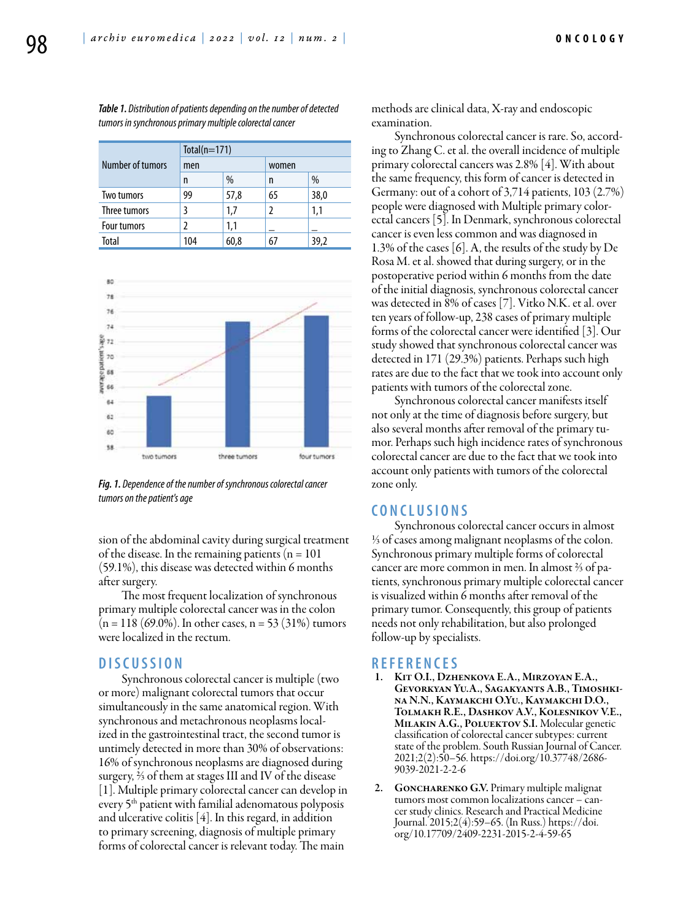*Table 1. Distribution of patients depending on the number of detected tumors in synchronous primary multiple colorectal cancer*

| Number of tumors | Total(n=171) | | | |
|---|---|---|---|---|
| | men | | women | |
| | n | % | n | % |
| Two tumors | 99 | 57,8 | 65 | 38,0 |
| Three tumors | 3 | 1,7 | 2 | 1,1 |
| Four tumors | 2 | 1,1 | _ | _ |
| Total | 104 | 60,8 | 67 | 39,2 |

*Fig. 1. Dependence of the number of synchronous colorectal cancer tumors on the patient's age*

sion of the abdominal cavity during surgical treatment of the disease. In the remaining patients (n = 101 (59.1%), this disease was detected within 6 months after surgery.

The most frequent localization of synchronous primary multiple colorectal cancer was in the colon (n = 118 (69.0%). In other cases, n = 53 (31%) tumors were localized in the rectum.

## DISCUSSION

Synchronous colorectal cancer is multiple (two or more) malignant colorectal tumors that occur simultaneously in the same anatomical region. With synchronous and metachronous neoplasms localized in the gastrointestinal tract, the second tumor is untimely detected in more than 30% of observations: 16% of synchronous neoplasms are diagnosed during surgery, ⅔ of them at stages III and IV of the disease [1]. Multiple primary colorectal cancer can develop in every 5th patient with familial adenomatous polyposis and ulcerative colitis [4]. In this regard, in addition to primary screening, diagnosis of multiple primary forms of colorectal cancer is relevant today. The main methods are clinical data, X-ray and endoscopic examination.

Synchronous colorectal cancer is rare. So, according to Zhang C. et al. the overall incidence of multiple primary colorectal cancers was 2.8% [4]. With about the same frequency, this form of cancer is detected in Germany: out of a cohort of 3,714 patients, 103 (2.7%) people were diagnosed with Multiple primary colorectal cancers [5]. In Denmark, synchronous colorectal cancer is even less common and was diagnosed in 1.3% of the cases [6]. A, the results of the study by De Rosa M. et al. showed that during surgery, or in the postoperative period within 6 months from the date of the initial diagnosis, synchronous colorectal cancer was detected in 8% of cases [7]. Vitko N.K. et al. over ten years of follow-up, 238 cases of primary multiple forms of the colorectal cancer were identified [3]. Our study showed that synchronous colorectal cancer was detected in 171 (29.3%) patients. Perhaps such high rates are due to the fact that we took into account only patients with tumors of the colorectal zone.

Synchronous colorectal cancer manifests itself not only at the time of diagnosis before surgery, but also several months after removal of the primary tumor. Perhaps such high incidence rates of synchronous colorectal cancer are due to the fact that we took into account only patients with tumors of the colorectal zone only.

## CONCLUSIONS

Synchronous colorectal cancer occurs in almost ⅓ of cases among malignant neoplasms of the colon. Synchronous primary multiple forms of colorectal cancer are more common in men. In almost ⅔ of patients, synchronous primary multiple colorectal cancer is visualized within 6 months after removal of the primary tumor. Consequently, this group of patients needs not only rehabilitation, but also prolonged follow-up by specialists.

## REFERENCES

1. Kit O.I., Dzhenkova E.A., Mirzoyan E.A., Gevorkyan Yu.A., Sagakyants A.B., Timoshkina N.N., Kaymakchi O.Yu., Kaymakchi D.O., Tolmakh R.E., Dashkov A.V., Kolesnikov V.E., Milakin A.G., Poluektov S.I. Molecular genetic classification of colorectal cancer subtypes: current state of the problem. South Russian Journal of Cancer. 2021;2(2):50–56. https://doi.org/10.37748/2686-9039-2021-2-2-6
2. Goncharenko G.V. Primary multiple malignat tumors most common localizations cancer – cancer study clinics. Research and Practical Medicine Journal. 2015;2(4):59–65. (In Russ.) https://doi.org/10.17709/2409-2231-2015-2-4-59-65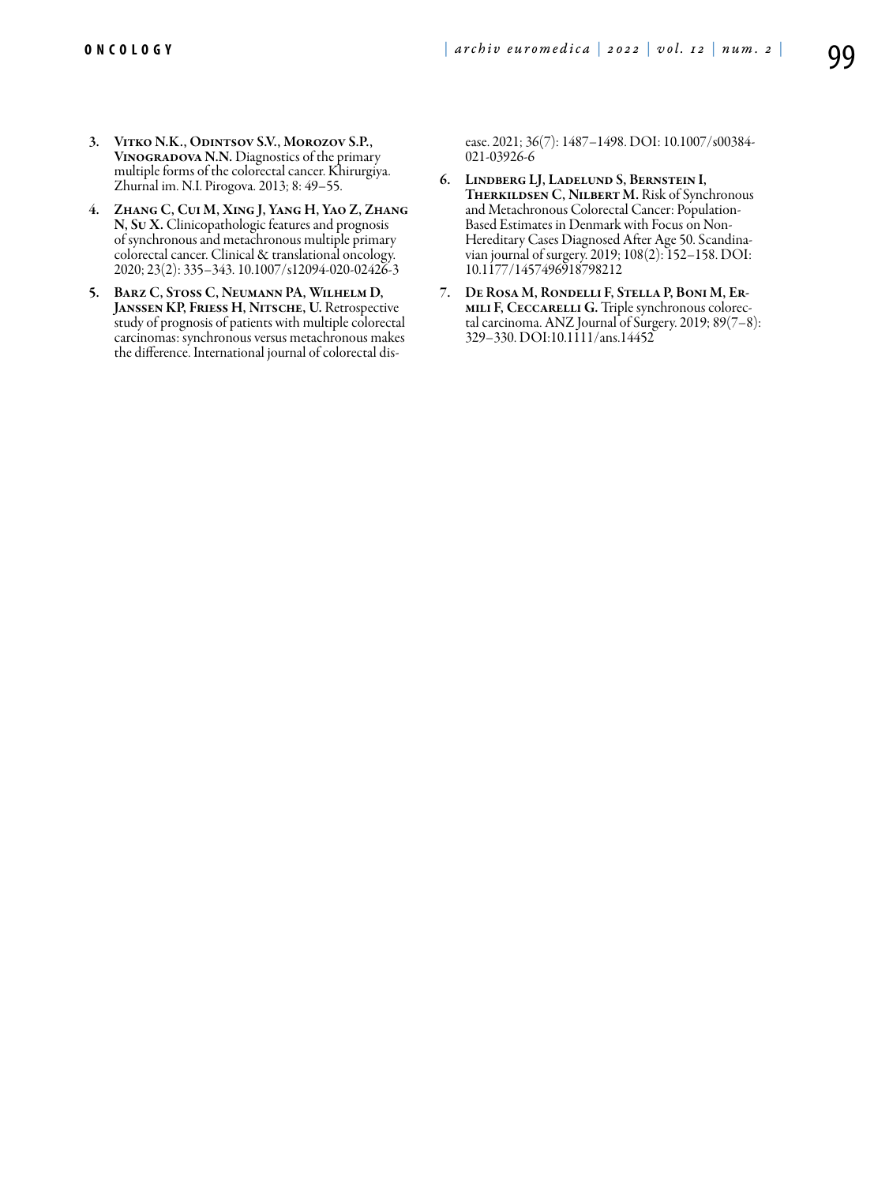3. **Vitko N.K., Odintsov S.V., Morozov S.P., Vinogradova N.N.** Diagnostics of the primary multiple forms of the colorectal cancer. Khirurgiya. Zhurnal im. N.I. Pirogova. 2013; 8: 49–55.
4. **Zhang C, Cui M, Xing J, Yang H, Yao Z, Zhang N, Su X.** Clinicopathologic features and prognosis of synchronous and metachronous multiple primary colorectal cancer. Clinical & translational oncology. 2020; 23(2): 335–343. 10.1007/s12094-020-02426-3
5. **Barz C, Stoss C, Neumann PA, Wilhelm D, Janssen KP, Friess H, Nitsche, U.** Retrospective study of prognosis of patients with multiple colorectal carcinomas: synchronous versus metachronous makes the difference. International journal of colorectal disease. 2021; 36(7): 1487–1498. DOI: 10.1007/s00384-021-03926-6
6. **Lindberg LJ, Ladelund S, Bernstein I, Therkildsen C, Nilbert M.** Risk of Synchronous and Metachronous Colorectal Cancer: Population-Based Estimates in Denmark with Focus on Non-Hereditary Cases Diagnosed After Age 50. Scandinavian journal of surgery. 2019; 108(2): 152–158. DOI: 10.1177/1457496918798212
7. **De Rosa M, Rondelli F, Stella P, Boni M, Ermili F, Ceccarelli G.** Triple synchronous colorectal carcinoma. ANZ Journal of Surgery. 2019; 89(7–8): 329–330. DOI:10.1111/ans.14452